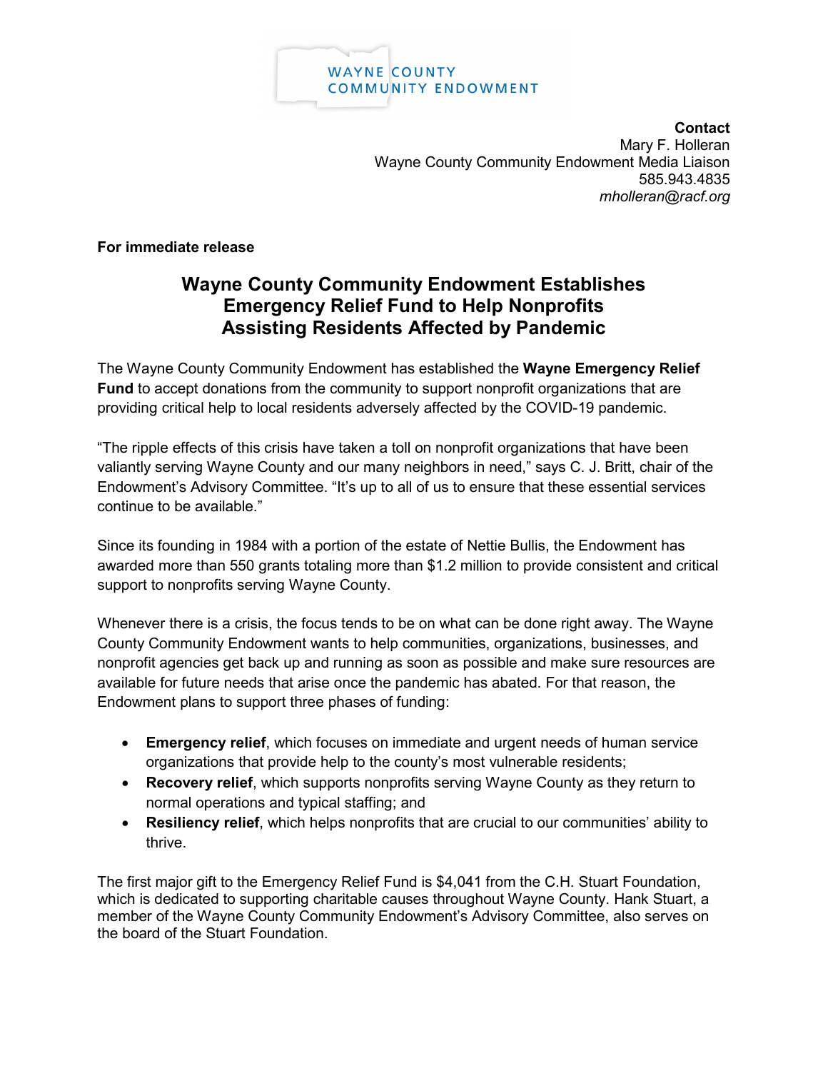WAYNE COUNTY
COMMUNITY ENDOWMENT

**Contact**
Mary F. Holleran
Wayne County Community Endowment Media Liaison
585.943.4835
*mholleran@racf.org*

**For immediate release**

# Wayne County Community Endowment Establishes Emergency Relief Fund to Help Nonprofits Assisting Residents Affected by Pandemic

The Wayne County Community Endowment has established the **Wayne Emergency Relief Fund** to accept donations from the community to support nonprofit organizations that are providing critical help to local residents adversely affected by the COVID-19 pandemic.

“The ripple effects of this crisis have taken a toll on nonprofit organizations that have been valiantly serving Wayne County and our many neighbors in need,” says C. J. Britt, chair of the Endowment’s Advisory Committee. “It’s up to all of us to ensure that these essential services continue to be available.”

Since its founding in 1984 with a portion of the estate of Nettie Bullis, the Endowment has awarded more than 550 grants totaling more than $1.2 million to provide consistent and critical support to nonprofits serving Wayne County.

Whenever there is a crisis, the focus tends to be on what can be done right away. The Wayne County Community Endowment wants to help communities, organizations, businesses, and nonprofit agencies get back up and running as soon as possible and make sure resources are available for future needs that arise once the pandemic has abated. For that reason, the Endowment plans to support three phases of funding:

- **Emergency relief**, which focuses on immediate and urgent needs of human service organizations that provide help to the county’s most vulnerable residents;
- **Recovery relief**, which supports nonprofits serving Wayne County as they return to normal operations and typical staffing; and
- **Resiliency relief**, which helps nonprofits that are crucial to our communities’ ability to thrive.

The first major gift to the Emergency Relief Fund is $4,041 from the C.H. Stuart Foundation, which is dedicated to supporting charitable causes throughout Wayne County. Hank Stuart, a member of the Wayne County Community Endowment’s Advisory Committee, also serves on the board of the Stuart Foundation.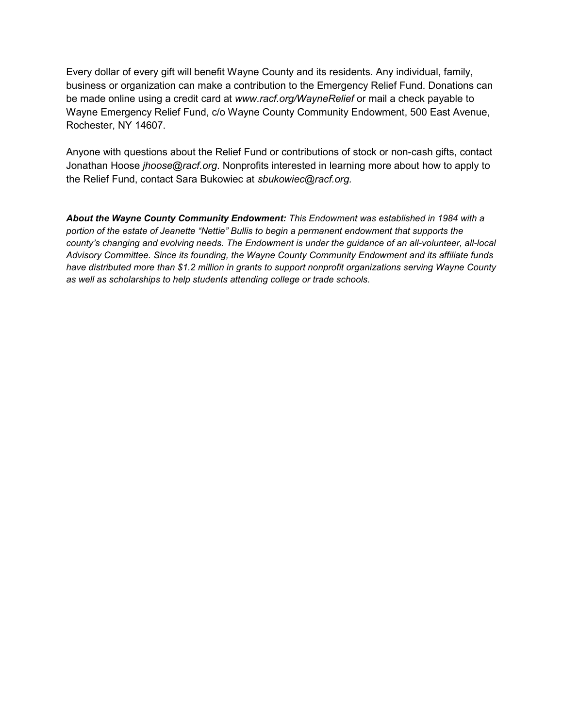Every dollar of every gift will benefit Wayne County and its residents. Any individual, family, business or organization can make a contribution to the Emergency Relief Fund. Donations can be made online using a credit card at *www.racf.org/WayneRelief* or mail a check payable to Wayne Emergency Relief Fund, c/o Wayne County Community Endowment, 500 East Avenue, Rochester, NY 14607.

Anyone with questions about the Relief Fund or contributions of stock or non-cash gifts, contact Jonathan Hoose *jhoose@racf.org*. Nonprofits interested in learning more about how to apply to the Relief Fund, contact Sara Bukowiec at *sbukowiec@racf.org.*

***About the Wayne County Community Endowment:*** *This Endowment was established in 1984 with a portion of the estate of Jeanette "Nettie" Bullis to begin a permanent endowment that supports the county's changing and evolving needs. The Endowment is under the guidance of an all-volunteer, all-local Advisory Committee. Since its founding, the Wayne County Community Endowment and its affiliate funds have distributed more than $1.2 million in grants to support nonprofit organizations serving Wayne County as well as scholarships to help students attending college or trade schools.*